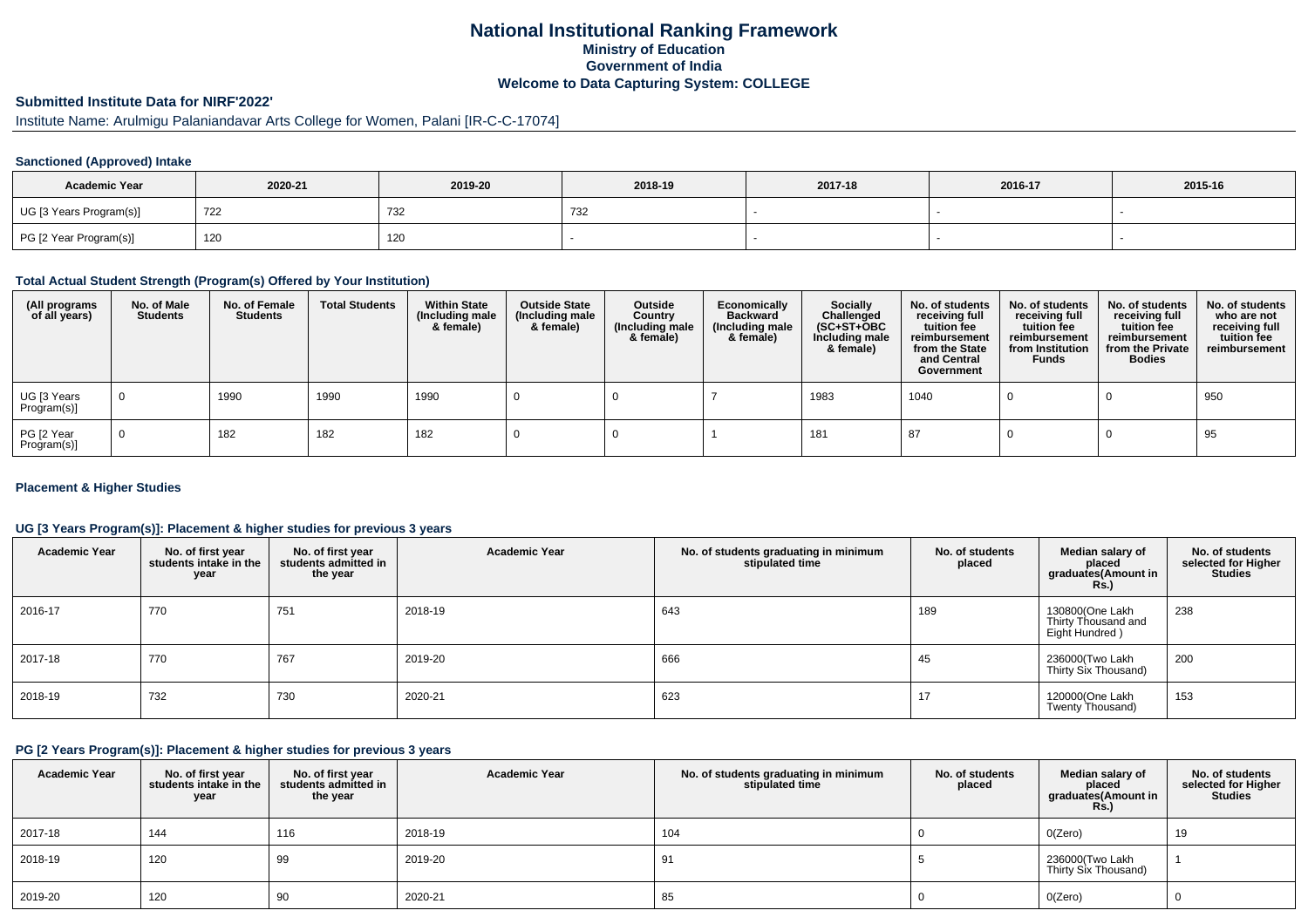# National Institutional Ranking Framework
## Ministry of Education
## Government of India
## Welcome to Data Capturing System: COLLEGE

### Submitted Institute Data for NIRF'2022'

Institute Name: Arulmigu Palaniandavar Arts College for Women, Palani [IR-C-C-17074]

#### Sanctioned (Approved) Intake

| Academic Year | 2020-21 | 2019-20 | 2018-19 | 2017-18 | 2016-17 | 2015-16 |
|---|---|---|---|---|---|---|
| UG [3 Years Program(s)] | 722 | 732 | 732 | - | - | - |
| PG [2 Year Program(s)] | 120 | 120 | - | - | - | - |

#### Total Actual Student Strength (Program(s) Offered by Your Institution)

| (All programs of all years) | No. of Male Students | No. of Female Students | Total Students | Within State (Including male & female) | Outside State (Including male & female) | Outside Country (Including male & female) | Economically Backward (Including male & female) | Socially Challenged (SC+ST+OBC Including male & female) | No. of students receiving full tuition fee reimbursement from the State and Central Government | No. of students receiving full tuition fee reimbursement from Institution Funds | No. of students receiving full tuition fee reimbursement from the Private Bodies | No. of students who are not receiving full tuition fee reimbursement |
|---|---|---|---|---|---|---|---|---|---|---|---|---|
| UG [3 Years Program(s)] | 0 | 1990 | 1990 | 1990 | 0 | 0 | 7 | 1983 | 1040 | 0 | 0 | 950 |
| PG [2 Year Program(s)] | 0 | 182 | 182 | 182 | 0 | 0 | 1 | 181 | 87 | 0 | 0 | 95 |

#### Placement & Higher Studies

#### UG [3 Years Program(s)]: Placement & higher studies for previous 3 years

| Academic Year | No. of first year students intake in the year | No. of first year students admitted in the year | Academic Year | No. of students graduating in minimum stipulated time | No. of students placed | Median salary of placed graduates(Amount in Rs.) | No. of students selected for Higher Studies |
|---|---|---|---|---|---|---|---|
| 2016-17 | 770 | 751 | 2018-19 | 643 | 189 | 130800(One Lakh Thirty Thousand and Eight Hundred ) | 238 |
| 2017-18 | 770 | 767 | 2019-20 | 666 | 45 | 236000(Two Lakh Thirty Six Thousand) | 200 |
| 2018-19 | 732 | 730 | 2020-21 | 623 | 17 | 120000(One Lakh Twenty Thousand) | 153 |

#### PG [2 Years Program(s)]: Placement & higher studies for previous 3 years

| Academic Year | No. of first year students intake in the year | No. of first year students admitted in the year | Academic Year | No. of students graduating in minimum stipulated time | No. of students placed | Median salary of placed graduates(Amount in Rs.) | No. of students selected for Higher Studies |
|---|---|---|---|---|---|---|---|
| 2017-18 | 144 | 116 | 2018-19 | 104 | 0 | 0(Zero) | 19 |
| 2018-19 | 120 | 99 | 2019-20 | 91 | 5 | 236000(Two Lakh Thirty Six Thousand) | 1 |
| 2019-20 | 120 | 90 | 2020-21 | 85 | 0 | 0(Zero) | 0 |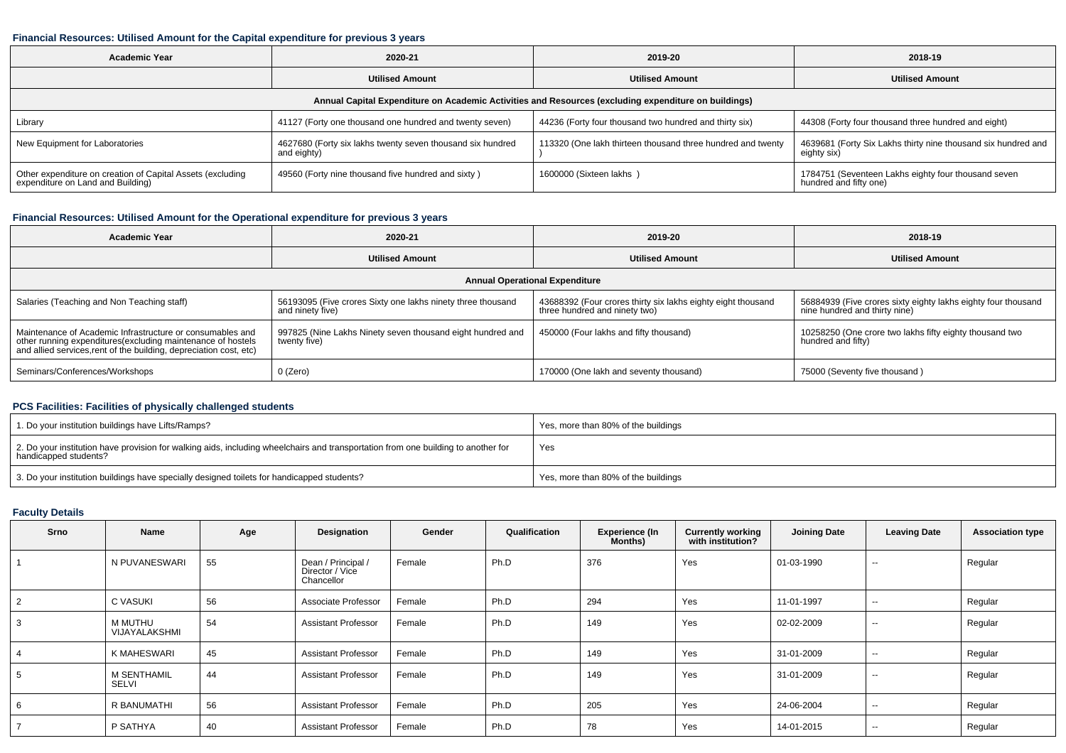### Financial Resources: Utilised Amount for the Capital expenditure for previous 3 years

| Academic Year | 2020-21 | 2019-20 | 2018-19 |
|---|---|---|---|
| | Utilised Amount | Utilised Amount | Utilised Amount |
| Annual Capital Expenditure on Academic Activities and Resources (excluding expenditure on buildings) | | | |
| Library | 41127 (Forty one thousand one hundred and twenty seven) | 44236 (Forty four thousand two hundred and thirty six) | 44308 (Forty four thousand three hundred and eight) |
| New Equipment for Laboratories | 4627680 (Forty six lakhs twenty seven thousand six hundred and eighty) | 113320 (One lakh thirteen thousand three hundred and twenty ) | 4639681 (Forty Six Lakhs thirty nine thousand six hundred and eighty six) |
| Other expenditure on creation of Capital Assets (excluding expenditure on Land and Building) | 49560 (Forty nine thousand five hundred and sixty ) | 1600000 (Sixteen lakhs ) | 1784751 (Seventeen Lakhs eighty four thousand seven hundred and fifty one) |

### Financial Resources: Utilised Amount for the Operational expenditure for previous 3 years

| Academic Year | 2020-21 | 2019-20 | 2018-19 |
|---|---|---|---|
| | Utilised Amount | Utilised Amount | Utilised Amount |
| Annual Operational Expenditure | | | |
| Salaries (Teaching and Non Teaching staff) | 56193095 (Five crores Sixty one lakhs ninety three thousand and ninety five) | 43688392 (Four crores thirty six lakhs eighty eight thousand three hundred and ninety two) | 56884939 (Five crores sixty eighty lakhs eighty four thousand nine hundred and thirty nine) |
| Maintenance of Academic Infrastructure or consumables and other running expenditures(excluding maintenance of hostels and allied services,rent of the building, depreciation cost, etc) | 997825 (Nine Lakhs Ninety seven thousand eight hundred and twenty five) | 450000 (Four lakhs and fifty thousand) | 10258250 (One crore two lakhs fifty eighty thousand two hundred and fifty) |
| Seminars/Conferences/Workshops | 0 (Zero) | 170000 (One lakh and seventy thousand) | 75000 (Seventy five thousand ) |

### PCS Facilities: Facilities of physically challenged students

| | |
|---|---|
| 1. Do your institution buildings have Lifts/Ramps? | Yes, more than 80% of the buildings |
| 2. Do your institution have provision for walking aids, including wheelchairs and transportation from one building to another for handicapped students? | Yes |
| 3. Do your institution buildings have specially designed toilets for handicapped students? | Yes, more than 80% of the buildings |

### Faculty Details

| Srno | Name | Age | Designation | Gender | Qualification | Experience (In Months) | Currently working with institution? | Joining Date | Leaving Date | Association type |
|---|---|---|---|---|---|---|---|---|---|---|
| 1 | N PUVANESWARI | 55 | Dean / Principal / Director / Vice Chancellor | Female | Ph.D | 376 | Yes | 01-03-1990 | -- | Regular |
| 2 | C VASUKI | 56 | Associate Professor | Female | Ph.D | 294 | Yes | 11-01-1997 | -- | Regular |
| 3 | M MUTHU VIJAYALAKSHMI | 54 | Assistant Professor | Female | Ph.D | 149 | Yes | 02-02-2009 | -- | Regular |
| 4 | K MAHESWARI | 45 | Assistant Professor | Female | Ph.D | 149 | Yes | 31-01-2009 | -- | Regular |
| 5 | M SENTHAMIL SELVI | 44 | Assistant Professor | Female | Ph.D | 149 | Yes | 31-01-2009 | -- | Regular |
| 6 | R BANUMATHI | 56 | Assistant Professor | Female | Ph.D | 205 | Yes | 24-06-2004 | -- | Regular |
| 7 | P SATHYA | 40 | Assistant Professor | Female | Ph.D | 78 | Yes | 14-01-2015 | -- | Regular |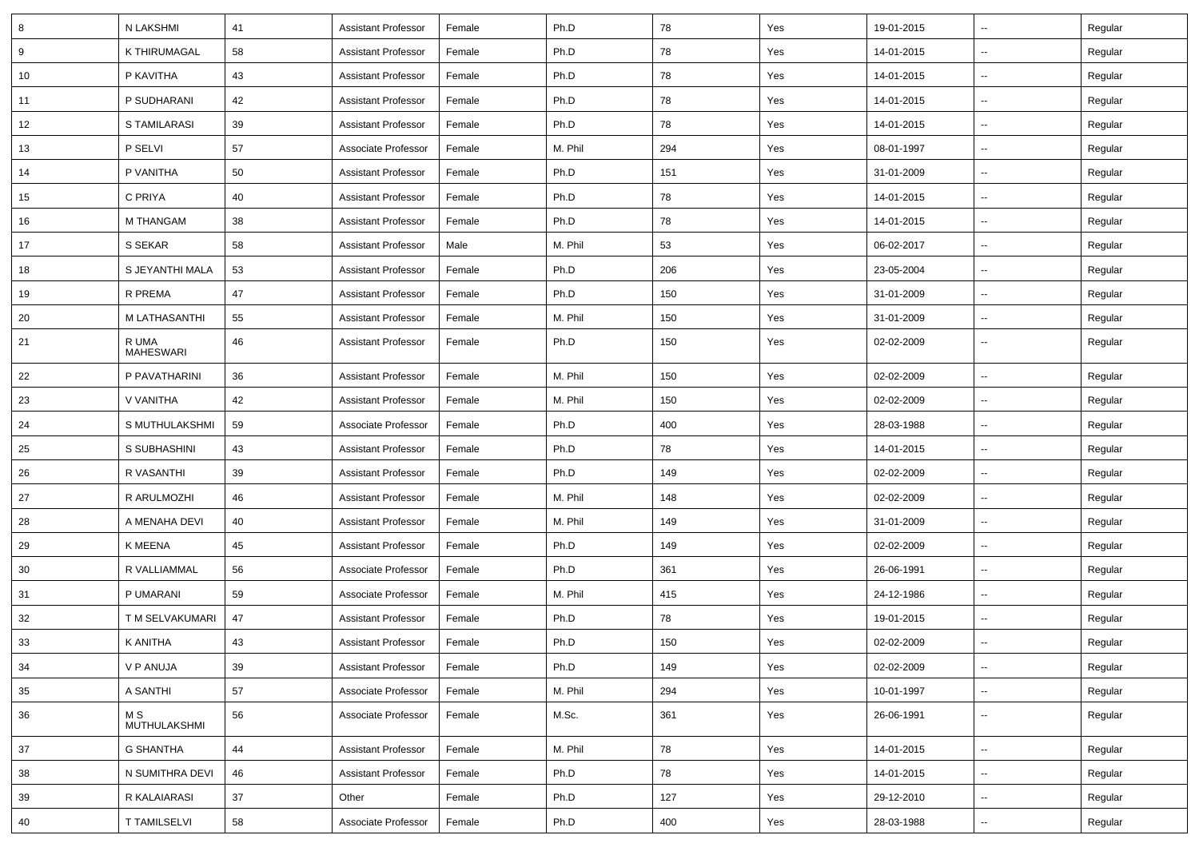| 8 | N LAKSHMI | 41 | Assistant Professor | Female | Ph.D | 78 | Yes | 19-01-2015 | -- | Regular |
|---|---|---|---|---|---|---|---|---|---|---|
| 9 | K THIRUMAGAL | 58 | Assistant Professor | Female | Ph.D | 78 | Yes | 14-01-2015 | -- | Regular |
| 10 | P KAVITHA | 43 | Assistant Professor | Female | Ph.D | 78 | Yes | 14-01-2015 | -- | Regular |
| 11 | P SUDHARANI | 42 | Assistant Professor | Female | Ph.D | 78 | Yes | 14-01-2015 | -- | Regular |
| 12 | S TAMILARASI | 39 | Assistant Professor | Female | Ph.D | 78 | Yes | 14-01-2015 | -- | Regular |
| 13 | P SELVI | 57 | Associate Professor | Female | M. Phil | 294 | Yes | 08-01-1997 | -- | Regular |
| 14 | P VANITHA | 50 | Assistant Professor | Female | Ph.D | 151 | Yes | 31-01-2009 | -- | Regular |
| 15 | C PRIYA | 40 | Assistant Professor | Female | Ph.D | 78 | Yes | 14-01-2015 | -- | Regular |
| 16 | M THANGAM | 38 | Assistant Professor | Female | Ph.D | 78 | Yes | 14-01-2015 | -- | Regular |
| 17 | S SEKAR | 58 | Assistant Professor | Male | M. Phil | 53 | Yes | 06-02-2017 | -- | Regular |
| 18 | S JEYANTHI MALA | 53 | Assistant Professor | Female | Ph.D | 206 | Yes | 23-05-2004 | -- | Regular |
| 19 | R PREMA | 47 | Assistant Professor | Female | Ph.D | 150 | Yes | 31-01-2009 | -- | Regular |
| 20 | M LATHASANTHI | 55 | Assistant Professor | Female | M. Phil | 150 | Yes | 31-01-2009 | -- | Regular |
| 21 | R UMA MAHESWARI | 46 | Assistant Professor | Female | Ph.D | 150 | Yes | 02-02-2009 | -- | Regular |
| 22 | P PAVATHARINI | 36 | Assistant Professor | Female | M. Phil | 150 | Yes | 02-02-2009 | -- | Regular |
| 23 | V VANITHA | 42 | Assistant Professor | Female | M. Phil | 150 | Yes | 02-02-2009 | -- | Regular |
| 24 | S MUTHULAKSHMI | 59 | Associate Professor | Female | Ph.D | 400 | Yes | 28-03-1988 | -- | Regular |
| 25 | S SUBHASHINI | 43 | Assistant Professor | Female | Ph.D | 78 | Yes | 14-01-2015 | -- | Regular |
| 26 | R VASANTHI | 39 | Assistant Professor | Female | Ph.D | 149 | Yes | 02-02-2009 | -- | Regular |
| 27 | R ARULMOZHI | 46 | Assistant Professor | Female | M. Phil | 148 | Yes | 02-02-2009 | -- | Regular |
| 28 | A MENAHA DEVI | 40 | Assistant Professor | Female | M. Phil | 149 | Yes | 31-01-2009 | -- | Regular |
| 29 | K MEENA | 45 | Assistant Professor | Female | Ph.D | 149 | Yes | 02-02-2009 | -- | Regular |
| 30 | R VALLIAMMAL | 56 | Associate Professor | Female | Ph.D | 361 | Yes | 26-06-1991 | -- | Regular |
| 31 | P UMARANI | 59 | Associate Professor | Female | M. Phil | 415 | Yes | 24-12-1986 | -- | Regular |
| 32 | T M SELVAKUMARI | 47 | Assistant Professor | Female | Ph.D | 78 | Yes | 19-01-2015 | -- | Regular |
| 33 | K ANITHA | 43 | Assistant Professor | Female | Ph.D | 150 | Yes | 02-02-2009 | -- | Regular |
| 34 | V P ANUJA | 39 | Assistant Professor | Female | Ph.D | 149 | Yes | 02-02-2009 | -- | Regular |
| 35 | A SANTHI | 57 | Associate Professor | Female | M. Phil | 294 | Yes | 10-01-1997 | -- | Regular |
| 36 | M S MUTHULAKSHMI | 56 | Associate Professor | Female | M.Sc. | 361 | Yes | 26-06-1991 | -- | Regular |
| 37 | G SHANTHA | 44 | Assistant Professor | Female | M. Phil | 78 | Yes | 14-01-2015 | -- | Regular |
| 38 | N SUMITHRA DEVI | 46 | Assistant Professor | Female | Ph.D | 78 | Yes | 14-01-2015 | -- | Regular |
| 39 | R KALAIARASI | 37 | Other | Female | Ph.D | 127 | Yes | 29-12-2010 | -- | Regular |
| 40 | T TAMILSELVI | 58 | Associate Professor | Female | Ph.D | 400 | Yes | 28-03-1988 | -- | Regular |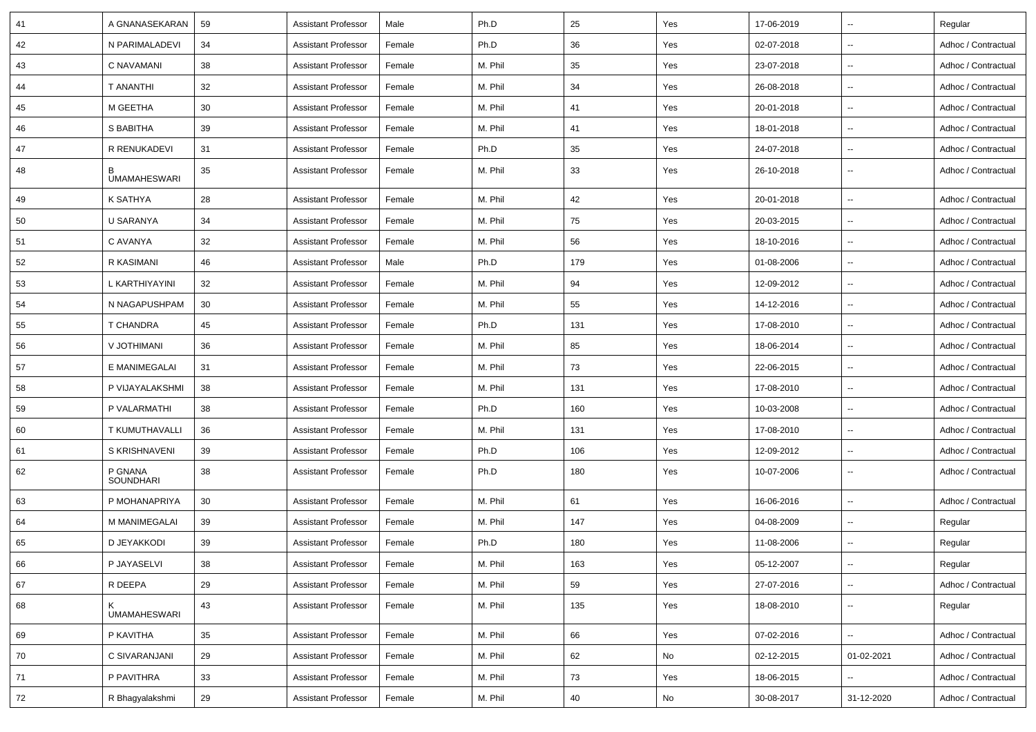| 41 | A GNANASEKARAN | 59 | Assistant Professor | Male | Ph.D | 25 | Yes | 17-06-2019 | -- | Regular |
|---|---|---|---|---|---|---|---|---|---|---|
| 42 | N PARIMALADEVI | 34 | Assistant Professor | Female | Ph.D | 36 | Yes | 02-07-2018 | -- | Adhoc / Contractual |
| 43 | C NAVAMANI | 38 | Assistant Professor | Female | M. Phil | 35 | Yes | 23-07-2018 | -- | Adhoc / Contractual |
| 44 | T ANANTHI | 32 | Assistant Professor | Female | M. Phil | 34 | Yes | 26-08-2018 | -- | Adhoc / Contractual |
| 45 | M GEETHA | 30 | Assistant Professor | Female | M. Phil | 41 | Yes | 20-01-2018 | -- | Adhoc / Contractual |
| 46 | S BABITHA | 39 | Assistant Professor | Female | M. Phil | 41 | Yes | 18-01-2018 | -- | Adhoc / Contractual |
| 47 | R RENUKADEVI | 31 | Assistant Professor | Female | Ph.D | 35 | Yes | 24-07-2018 | -- | Adhoc / Contractual |
| 48 | B UMAMAHESWARI | 35 | Assistant Professor | Female | M. Phil | 33 | Yes | 26-10-2018 | -- | Adhoc / Contractual |
| 49 | K SATHYA | 28 | Assistant Professor | Female | M. Phil | 42 | Yes | 20-01-2018 | -- | Adhoc / Contractual |
| 50 | U SARANYA | 34 | Assistant Professor | Female | M. Phil | 75 | Yes | 20-03-2015 | -- | Adhoc / Contractual |
| 51 | C AVANYA | 32 | Assistant Professor | Female | M. Phil | 56 | Yes | 18-10-2016 | -- | Adhoc / Contractual |
| 52 | R KASIMANI | 46 | Assistant Professor | Male | Ph.D | 179 | Yes | 01-08-2006 | -- | Adhoc / Contractual |
| 53 | L KARTHIYAYINI | 32 | Assistant Professor | Female | M. Phil | 94 | Yes | 12-09-2012 | -- | Adhoc / Contractual |
| 54 | N NAGAPUSHPAM | 30 | Assistant Professor | Female | M. Phil | 55 | Yes | 14-12-2016 | -- | Adhoc / Contractual |
| 55 | T CHANDRA | 45 | Assistant Professor | Female | Ph.D | 131 | Yes | 17-08-2010 | -- | Adhoc / Contractual |
| 56 | V JOTHIMANI | 36 | Assistant Professor | Female | M. Phil | 85 | Yes | 18-06-2014 | -- | Adhoc / Contractual |
| 57 | E MANIMEGALAI | 31 | Assistant Professor | Female | M. Phil | 73 | Yes | 22-06-2015 | -- | Adhoc / Contractual |
| 58 | P VIJAYALAKSHMI | 38 | Assistant Professor | Female | M. Phil | 131 | Yes | 17-08-2010 | -- | Adhoc / Contractual |
| 59 | P VALARMATHI | 38 | Assistant Professor | Female | Ph.D | 160 | Yes | 10-03-2008 | -- | Adhoc / Contractual |
| 60 | T KUMUTHAVALLI | 36 | Assistant Professor | Female | M. Phil | 131 | Yes | 17-08-2010 | -- | Adhoc / Contractual |
| 61 | S KRISHNAVENI | 39 | Assistant Professor | Female | Ph.D | 106 | Yes | 12-09-2012 | -- | Adhoc / Contractual |
| 62 | P GNANA SOUNDHARI | 38 | Assistant Professor | Female | Ph.D | 180 | Yes | 10-07-2006 | -- | Adhoc / Contractual |
| 63 | P MOHANAPRIYA | 30 | Assistant Professor | Female | M. Phil | 61 | Yes | 16-06-2016 | -- | Adhoc / Contractual |
| 64 | M MANIMEGALAI | 39 | Assistant Professor | Female | M. Phil | 147 | Yes | 04-08-2009 | -- | Regular |
| 65 | D JEYAKKODI | 39 | Assistant Professor | Female | Ph.D | 180 | Yes | 11-08-2006 | -- | Regular |
| 66 | P JAYASELVI | 38 | Assistant Professor | Female | M. Phil | 163 | Yes | 05-12-2007 | -- | Regular |
| 67 | R DEEPA | 29 | Assistant Professor | Female | M. Phil | 59 | Yes | 27-07-2016 | -- | Adhoc / Contractual |
| 68 | K UMAMAHESWARI | 43 | Assistant Professor | Female | M. Phil | 135 | Yes | 18-08-2010 | -- | Regular |
| 69 | P KAVITHA | 35 | Assistant Professor | Female | M. Phil | 66 | Yes | 07-02-2016 | -- | Adhoc / Contractual |
| 70 | C SIVARANJANI | 29 | Assistant Professor | Female | M. Phil | 62 | No | 02-12-2015 | 01-02-2021 | Adhoc / Contractual |
| 71 | P PAVITHRA | 33 | Assistant Professor | Female | M. Phil | 73 | Yes | 18-06-2015 | -- | Adhoc / Contractual |
| 72 | R Bhagyalakshmi | 29 | Assistant Professor | Female | M. Phil | 40 | No | 30-08-2017 | 31-12-2020 | Adhoc / Contractual |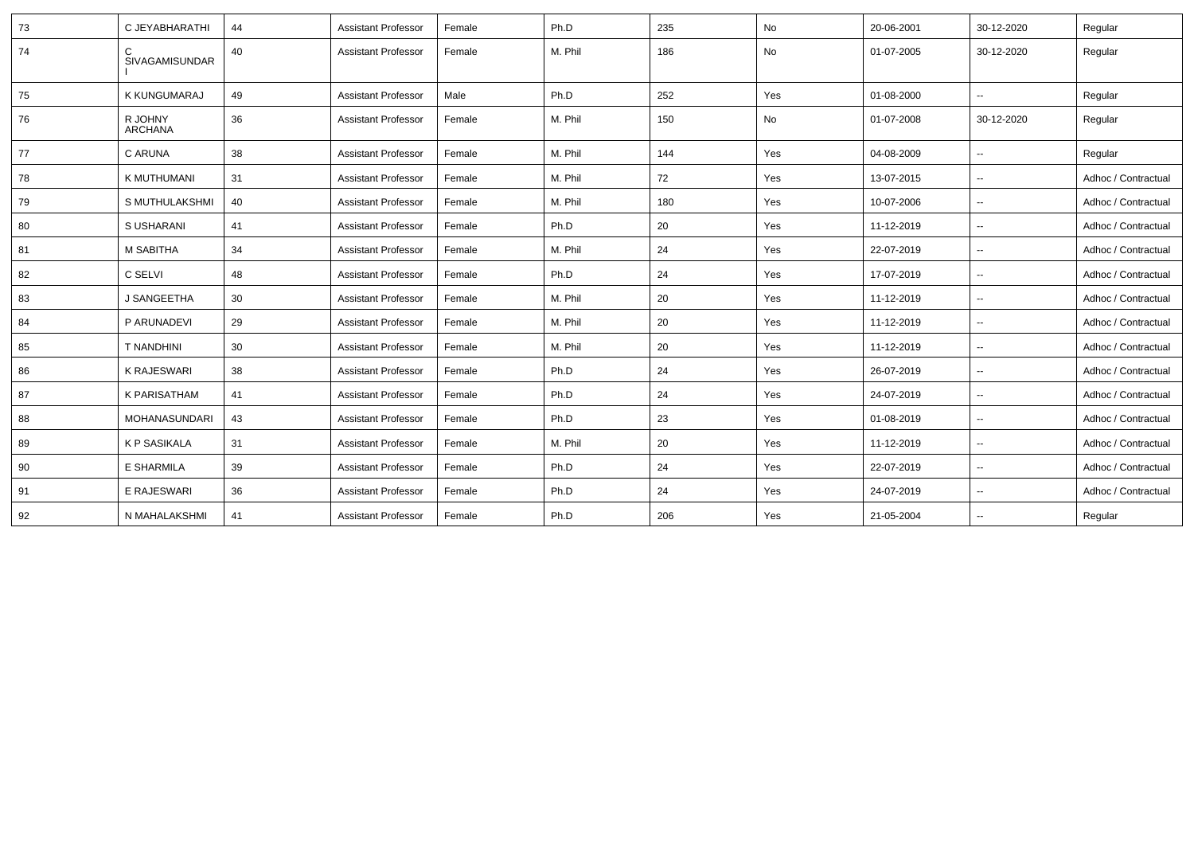| | | | | | | | | | | |
|---|---|---|---|---|---|---|---|---|---|---|
| 73 | C JEYABHARATHI | 44 | Assistant Professor | Female | Ph.D | 235 | No | 20-06-2001 | 30-12-2020 | Regular |
| 74 | C SIVAGAMISUNDARI | 40 | Assistant Professor | Female | M. Phil | 186 | No | 01-07-2005 | 30-12-2020 | Regular |
| 75 | K KUNGUMARAJ | 49 | Assistant Professor | Male | Ph.D | 252 | Yes | 01-08-2000 | -- | Regular |
| 76 | R JOHNY ARCHANA | 36 | Assistant Professor | Female | M. Phil | 150 | No | 01-07-2008 | 30-12-2020 | Regular |
| 77 | C ARUNA | 38 | Assistant Professor | Female | M. Phil | 144 | Yes | 04-08-2009 | -- | Regular |
| 78 | K MUTHUMANI | 31 | Assistant Professor | Female | M. Phil | 72 | Yes | 13-07-2015 | -- | Adhoc / Contractual |
| 79 | S MUTHULAKSHMI | 40 | Assistant Professor | Female | M. Phil | 180 | Yes | 10-07-2006 | -- | Adhoc / Contractual |
| 80 | S USHARANI | 41 | Assistant Professor | Female | Ph.D | 20 | Yes | 11-12-2019 | -- | Adhoc / Contractual |
| 81 | M SABITHA | 34 | Assistant Professor | Female | M. Phil | 24 | Yes | 22-07-2019 | -- | Adhoc / Contractual |
| 82 | C SELVI | 48 | Assistant Professor | Female | Ph.D | 24 | Yes | 17-07-2019 | -- | Adhoc / Contractual |
| 83 | J SANGEETHA | 30 | Assistant Professor | Female | M. Phil | 20 | Yes | 11-12-2019 | -- | Adhoc / Contractual |
| 84 | P ARUNADEVI | 29 | Assistant Professor | Female | M. Phil | 20 | Yes | 11-12-2019 | -- | Adhoc / Contractual |
| 85 | T NANDHINI | 30 | Assistant Professor | Female | M. Phil | 20 | Yes | 11-12-2019 | -- | Adhoc / Contractual |
| 86 | K RAJESWARI | 38 | Assistant Professor | Female | Ph.D | 24 | Yes | 26-07-2019 | -- | Adhoc / Contractual |
| 87 | K PARISATHAM | 41 | Assistant Professor | Female | Ph.D | 24 | Yes | 24-07-2019 | -- | Adhoc / Contractual |
| 88 | MOHANASUNDARI | 43 | Assistant Professor | Female | Ph.D | 23 | Yes | 01-08-2019 | -- | Adhoc / Contractual |
| 89 | K P SASIKALA | 31 | Assistant Professor | Female | M. Phil | 20 | Yes | 11-12-2019 | -- | Adhoc / Contractual |
| 90 | E SHARMILA | 39 | Assistant Professor | Female | Ph.D | 24 | Yes | 22-07-2019 | -- | Adhoc / Contractual |
| 91 | E RAJESWARI | 36 | Assistant Professor | Female | Ph.D | 24 | Yes | 24-07-2019 | -- | Adhoc / Contractual |
| 92 | N MAHALAKSHMI | 41 | Assistant Professor | Female | Ph.D | 206 | Yes | 21-05-2004 | -- | Regular |